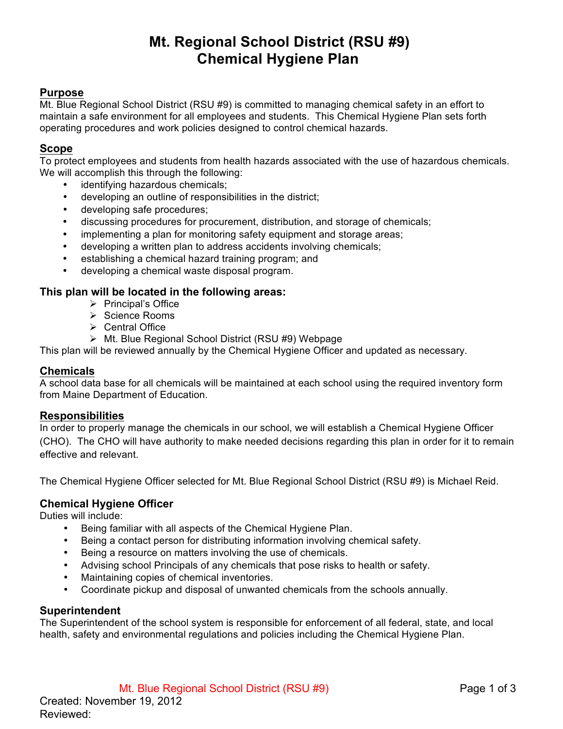# Mt. Regional School District (RSU #9)
# Chemical Hygiene Plan

## Purpose

Mt. Blue Regional School District (RSU #9) is committed to managing chemical safety in an effort to maintain a safe environment for all employees and students. This Chemical Hygiene Plan sets forth operating procedures and work policies designed to control chemical hazards.

## Scope

To protect employees and students from health hazards associated with the use of hazardous chemicals. We will accomplish this through the following:

- identifying hazardous chemicals;
- developing an outline of responsibilities in the district;
- developing safe procedures;
- discussing procedures for procurement, distribution, and storage of chemicals;
- implementing a plan for monitoring safety equipment and storage areas;
- developing a written plan to address accidents involving chemicals;
- establishing a chemical hazard training program; and
- developing a chemical waste disposal program.

### This plan will be located in the following areas:

- Principal's Office
- Science Rooms
- Central Office
- Mt. Blue Regional School District (RSU #9) Webpage

This plan will be reviewed annually by the Chemical Hygiene Officer and updated as necessary.

## Chemicals

A school data base for all chemicals will be maintained at each school using the required inventory form from Maine Department of Education.

## Responsibilities

In order to properly manage the chemicals in our school, we will establish a Chemical Hygiene Officer (CHO). The CHO will have authority to make needed decisions regarding this plan in order for it to remain effective and relevant.

The Chemical Hygiene Officer selected for Mt. Blue Regional School District (RSU #9) is Michael Reid.

### Chemical Hygiene Officer

Duties will include:

- Being familiar with all aspects of the Chemical Hygiene Plan.
- Being a contact person for distributing information involving chemical safety.
- Being a resource on matters involving the use of chemicals.
- Advising school Principals of any chemicals that pose risks to health or safety.
- Maintaining copies of chemical inventories.
- Coordinate pickup and disposal of unwanted chemicals from the schools annually.

### Superintendent

The Superintendent of the school system is responsible for enforcement of all federal, state, and local health, safety and environmental regulations and policies including the Chemical Hygiene Plan.

Created: November 19, 2012
Reviewed: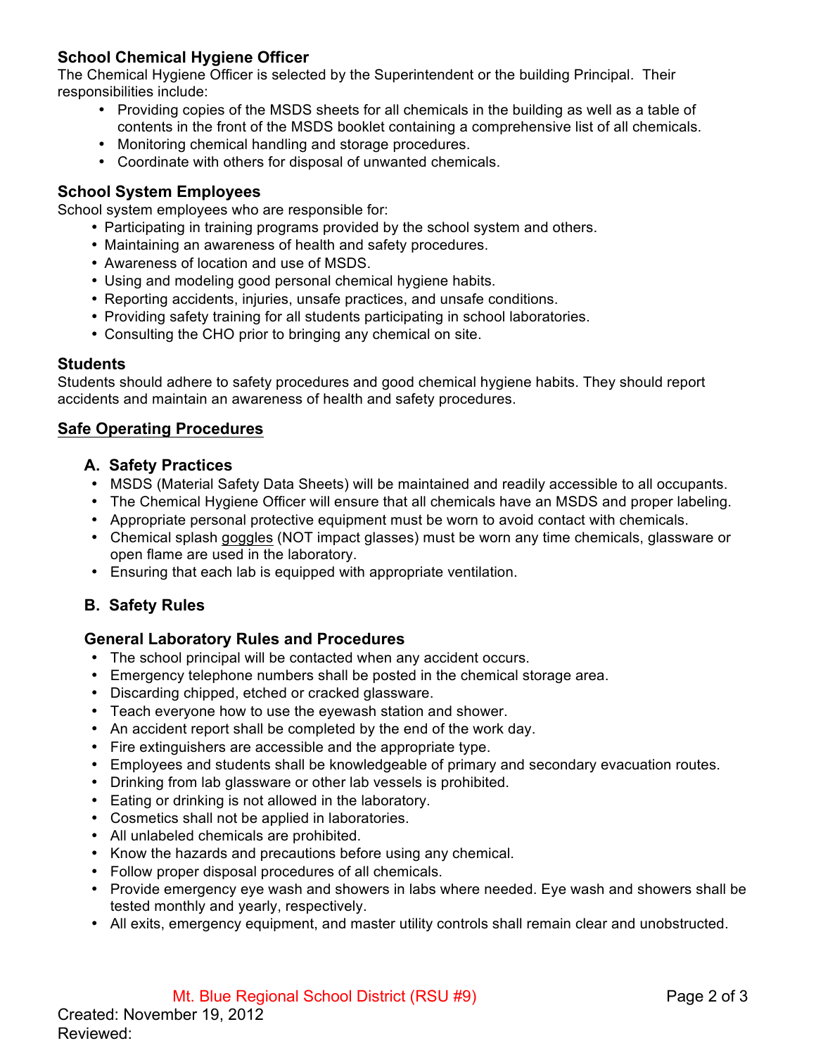### School Chemical Hygiene Officer

The Chemical Hygiene Officer is selected by the Superintendent or the building Principal. Their responsibilities include:

- Providing copies of the MSDS sheets for all chemicals in the building as well as a table of contents in the front of the MSDS booklet containing a comprehensive list of all chemicals.
- Monitoring chemical handling and storage procedures.
- Coordinate with others for disposal of unwanted chemicals.

### School System Employees

School system employees who are responsible for:

- Participating in training programs provided by the school system and others.
- Maintaining an awareness of health and safety procedures.
- Awareness of location and use of MSDS.
- Using and modeling good personal chemical hygiene habits.
- Reporting accidents, injuries, unsafe practices, and unsafe conditions.
- Providing safety training for all students participating in school laboratories.
- Consulting the CHO prior to bringing any chemical on site.

### Students

Students should adhere to safety procedures and good chemical hygiene habits. They should report accidents and maintain an awareness of health and safety procedures.

## Safe Operating Procedures

### A. Safety Practices

- MSDS (Material Safety Data Sheets) will be maintained and readily accessible to all occupants.
- The Chemical Hygiene Officer will ensure that all chemicals have an MSDS and proper labeling.
- Appropriate personal protective equipment must be worn to avoid contact with chemicals.
- Chemical splash goggles (NOT impact glasses) must be worn any time chemicals, glassware or open flame are used in the laboratory.
- Ensuring that each lab is equipped with appropriate ventilation.

### B. Safety Rules

### General Laboratory Rules and Procedures

- The school principal will be contacted when any accident occurs.
- Emergency telephone numbers shall be posted in the chemical storage area.
- Discarding chipped, etched or cracked glassware.
- Teach everyone how to use the eyewash station and shower.
- An accident report shall be completed by the end of the work day.
- Fire extinguishers are accessible and the appropriate type.
- Employees and students shall be knowledgeable of primary and secondary evacuation routes.
- Drinking from lab glassware or other lab vessels is prohibited.
- Eating or drinking is not allowed in the laboratory.
- Cosmetics shall not be applied in laboratories.
- All unlabeled chemicals are prohibited.
- Know the hazards and precautions before using any chemical.
- Follow proper disposal procedures of all chemicals.
- Provide emergency eye wash and showers in labs where needed. Eye wash and showers shall be tested monthly and yearly, respectively.
- All exits, emergency equipment, and master utility controls shall remain clear and unobstructed.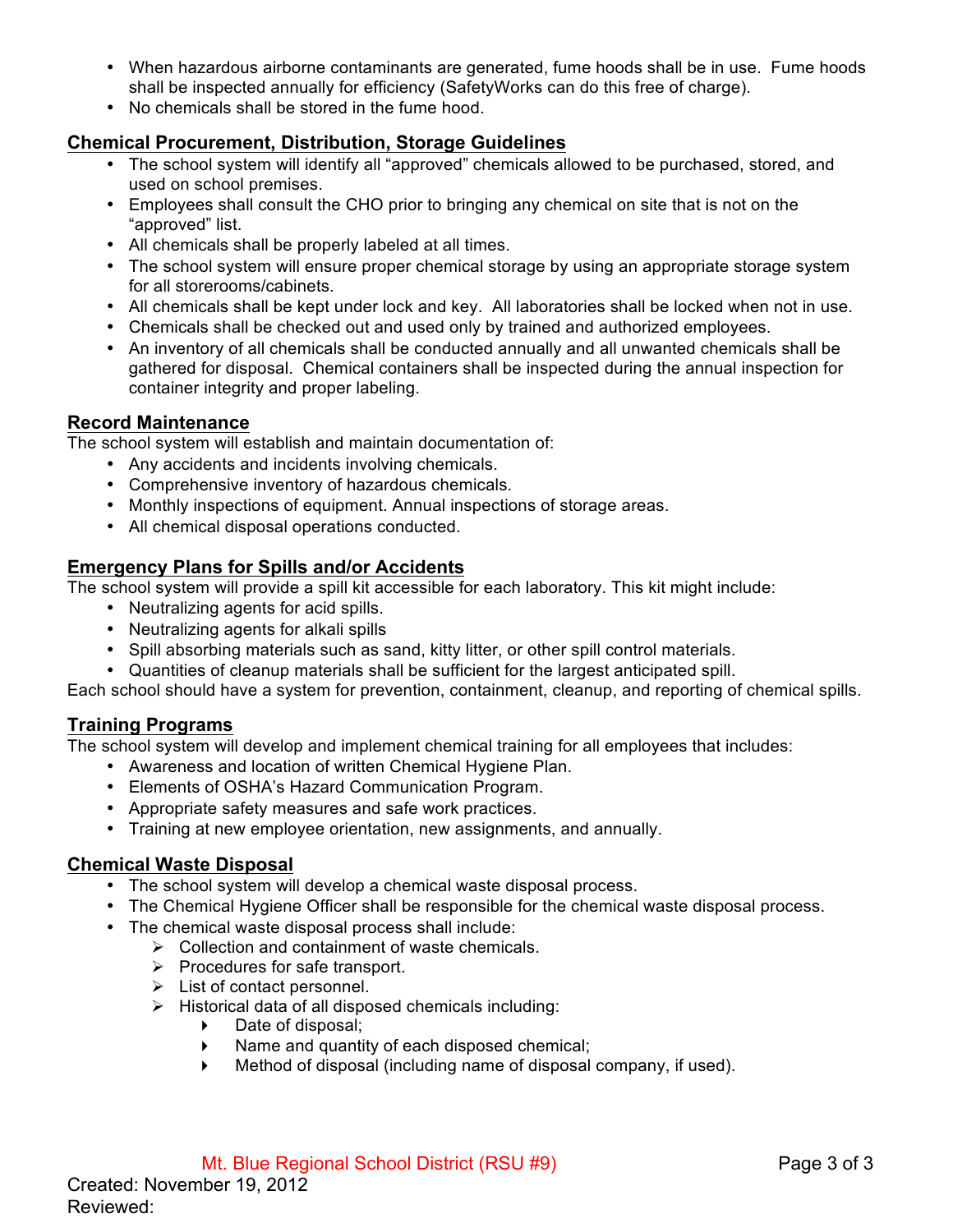- When hazardous airborne contaminants are generated, fume hoods shall be in use. Fume hoods shall be inspected annually for efficiency (SafetyWorks can do this free of charge).
- No chemicals shall be stored in the fume hood.

## Chemical Procurement, Distribution, Storage Guidelines

- The school system will identify all "approved" chemicals allowed to be purchased, stored, and used on school premises.
- Employees shall consult the CHO prior to bringing any chemical on site that is not on the "approved" list.
- All chemicals shall be properly labeled at all times.
- The school system will ensure proper chemical storage by using an appropriate storage system for all storerooms/cabinets.
- All chemicals shall be kept under lock and key. All laboratories shall be locked when not in use.
- Chemicals shall be checked out and used only by trained and authorized employees.
- An inventory of all chemicals shall be conducted annually and all unwanted chemicals shall be gathered for disposal. Chemical containers shall be inspected during the annual inspection for container integrity and proper labeling.

## Record Maintenance

The school system will establish and maintain documentation of:

- Any accidents and incidents involving chemicals.
- Comprehensive inventory of hazardous chemicals.
- Monthly inspections of equipment. Annual inspections of storage areas.
- All chemical disposal operations conducted.

## Emergency Plans for Spills and/or Accidents

The school system will provide a spill kit accessible for each laboratory. This kit might include:

- Neutralizing agents for acid spills.
- Neutralizing agents for alkali spills
- Spill absorbing materials such as sand, kitty litter, or other spill control materials.
- Quantities of cleanup materials shall be sufficient for the largest anticipated spill.

Each school should have a system for prevention, containment, cleanup, and reporting of chemical spills.

## Training Programs

The school system will develop and implement chemical training for all employees that includes:

- Awareness and location of written Chemical Hygiene Plan.
- Elements of OSHA's Hazard Communication Program.
- Appropriate safety measures and safe work practices.
- Training at new employee orientation, new assignments, and annually.

## Chemical Waste Disposal

- The school system will develop a chemical waste disposal process.
- The Chemical Hygiene Officer shall be responsible for the chemical waste disposal process.
- The chemical waste disposal process shall include:
  - Collection and containment of waste chemicals.
  - Procedures for safe transport.
  - List of contact personnel.
  - Historical data of all disposed chemicals including:
    - Date of disposal;
    - Name and quantity of each disposed chemical;
    - Method of disposal (including name of disposal company, if used).

Mt. Blue Regional School District (RSU #9)

Created: November 19, 2012

Reviewed: